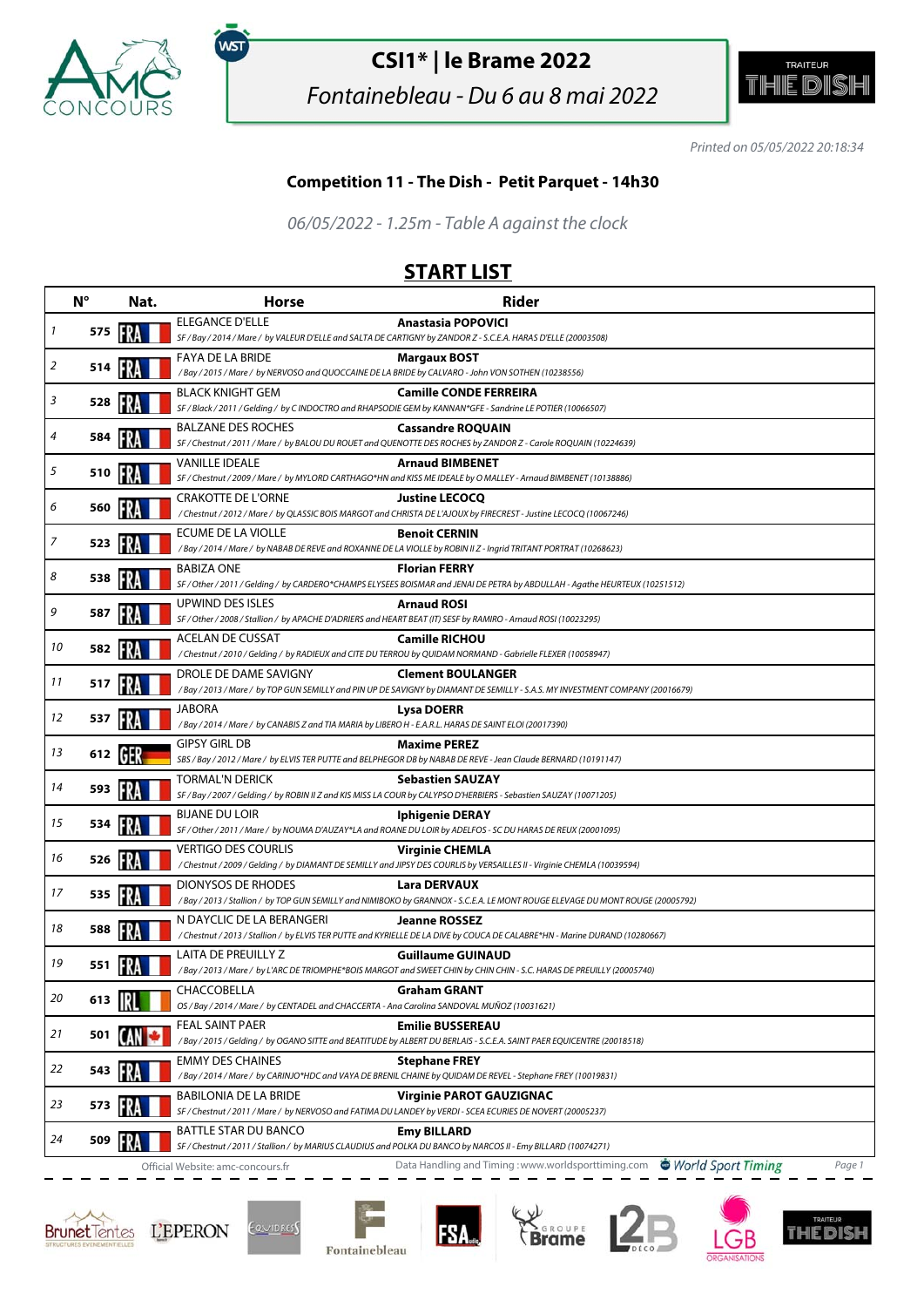# CSI1* | le Brame 2022

*Fontainebleau - Du 6 au 8 mai 2022*

*Printed on 05/05/2022 20:18:34*

### Competition 11 - The Dish - Petit Parquet - 14h30

*06/05/2022 - 1.25m - Table A against the clock*

## START LIST

| N° | | Nat. | Horse | Rider |
|---|---|---|---|---|
| 1 | 575 | FRA | ELEGANCE D'ELLE<br>*SF / Bay / 2014 / Mare / by VALEUR D'ELLE and SALTA DE CARTIGNY by ZANDOR Z - S.C.E.A. HARAS D'ELLE (20003508)* | **Anastasia POPOVICI** |
| 2 | 514 | FRA | FAYA DE LA BRIDE<br>*/ Bay / 2015 / Mare / by NERVOSO and QUOCCAINE DE LA BRIDE by CALVARO - John VON SOTHEN (10238556)* | **Margaux BOST** |
| 3 | 528 | FRA | BLACK KNIGHT GEM<br>*SF / Black / 2011 / Gelding / by C INDOCTRO and RHAPSODIE GEM by KANNAN*GFE - Sandrine LE POTIER (10066507)* | **Camille CONDE FERREIRA** |
| 4 | 584 | FRA | BALZANE DES ROCHES<br>*SF / Chestnut / 2011 / Mare / by BALOU DU ROUET and QUENOTTE DES ROCHES by ZANDOR Z - Carole ROQUAIN (10224639)* | **Cassandre ROQUAIN** |
| 5 | 510 | FRA | VANILLE IDEALE<br>*SF / Chestnut / 2009 / Mare / by MYLORD CARTHAGO*HN and KISS ME IDEALE by O MALLEY - Arnaud BIMBENET (10138886)* | **Arnaud BIMBENET** |
| 6 | 560 | FRA | CRAKOTTE DE L'ORNE<br>*/ Chestnut / 2012 / Mare / by QLASSIC BOIS MARGOT and CHRISTA DE L'AJOUX by FIRECREST - Justine LECOCQ (10067246)* | **Justine LECOCQ** |
| 7 | 523 | FRA | ECUME DE LA VIOLLE<br>*/ Bay / 2014 / Mare / by NABAB DE REVE and ROXANNE DE LA VIOLLE by ROBIN II Z - Ingrid TRITANT PORTRAT (10268623)* | **Benoit CERNIN** |
| 8 | 538 | FRA | BABIZA ONE<br>*SF / Other / 2011 / Gelding / by CARDERO*CHAMPS ELYSEES BOISMAR and JENAI DE PETRA by ABDULLAH - Agathe HEURTEUX (10251512)* | **Florian FERRY** |
| 9 | 587 | FRA | UPWIND DES ISLES<br>*SF / Other / 2008 / Stallion / by APACHE D'ADRIERS and HEART BEAT (IT) SESF by RAMIRO - Arnaud ROSI (10023295)* | **Arnaud ROSI** |
| 10 | 582 | FRA | ACELAN DE CUSSAT<br>*/ Chestnut / 2010 / Gelding / by RADIEUX and CITE DU TERROU by QUIDAM NORMAND - Gabrielle FLEXER (10058947)* | **Camille RICHOU** |
| 11 | 517 | FRA | DROLE DE DAME SAVIGNY<br>*/ Bay / 2013 / Mare / by TOP GUN SEMILLY and PIN UP DE SAVIGNY by DIAMANT DE SEMILLY - S.A.S. MY INVESTMENT COMPANY (20016679)* | **Clement BOULANGER** |
| 12 | 537 | FRA | JABORA<br>*/ Bay / 2014 / Mare / by CANABIS Z and TIA MARIA by LIBERO H - E.A.R.L. HARAS DE SAINT ELOI (20017390)* | **Lysa DOERR** |
| 13 | 612 | GER | GIPSY GIRL DB<br>*SBS / Bay / 2012 / Mare / by ELVIS TER PUTTE and BELPHEGOR DB by NABAB DE REVE - Jean Claude BERNARD (10191147)* | **Maxime PEREZ** |
| 14 | 593 | FRA | TORMAL'N DERICK<br>*SF / Bay / 2007 / Gelding / by ROBIN II Z and KIS MISS LA COUR by CALYPSO D'HERBIERS - Sebastien SAUZAY (10071205)* | **Sebastien SAUZAY** |
| 15 | 534 | FRA | BIJANE DU LOIR<br>*SF / Other / 2011 / Mare / by NOUMA D'AUZAY*LA and ROANE DU LOIR by ADELFOS - SC DU HARAS DE REUX (20001095)* | **Iphigenie DERAY** |
| 16 | 526 | FRA | VERTIGO DES COURLIS<br>*/ Chestnut / 2009 / Gelding / by DIAMANT DE SEMILLY and JIPSY DES COURLIS by VERSAILLES II - Virginie CHEMLA (10039594)* | **Virginie CHEMLA** |
| 17 | 535 | FRA | DIONYSOS DE RHODES<br>*/ Bay / 2013 / Stallion / by TOP GUN SEMILLY and NIMIBOKO by GRANNOX - S.C.E.A. LE MONT ROUGE ELEVAGE DU MONT ROUGE (20005792)* | **Lara DERVAUX** |
| 18 | 588 | FRA | N DAYCLIC DE LA BERANGERI<br>*/ Chestnut / 2013 / Stallion / by ELVIS TER PUTTE and KYRIELLE DE LA DIVE by COUCA DE CALABRE*HN - Marine DURAND (10280667)* | **Jeanne ROSSEZ** |
| 19 | 551 | FRA | LAITA DE PREUILLY Z<br>*/ Bay / 2013 / Mare / by L'ARC DE TRIOMPHE*BOIS MARGOT and SWEET CHIN by CHIN CHIN - S.C. HARAS DE PREUILLY (20005740)* | **Guillaume GUINAUD** |
| 20 | 613 | IRL | CHACCOBELLA<br>*OS / Bay / 2014 / Mare / by CENTADEL and CHACCERTA - Ana Carolina SANDOVAL MUÑOZ (10031621)* | **Graham GRANT** |
| 21 | 501 | CAN | FEAL SAINT PAER<br>*/ Bay / 2015 / Gelding / by OGANO SITTE and BEATITUDE by ALBERT DU BERLAIS - S.C.E.A. SAINT PAER EQUICENTRE (20018518)* | **Emilie BUSSEREAU** |
| 22 | 543 | FRA | EMMY DES CHAINES<br>*/ Bay / 2014 / Mare / by CARINJO*HDC and VAYA DE BRENIL CHAINE by QUIDAM DE REVEL - Stephane FREY (10019831)* | **Stephane FREY** |
| 23 | 573 | FRA | BABILONIA DE LA BRIDE<br>*SF / Chestnut / 2011 / Mare / by NERVOSO and FATIMA DU LANDEY by VERDI - SCEA ECURIES DE NOVERT (20005237)* | **Virginie PAROT GAUZIGNAC** |
| 24 | 509 | FRA | BATTLE STAR DU BANCO<br>*SF / Chestnut / 2011 / Stallion / by MARIUS CLAUDIUS and POLKA DU BANCO by NARCOS II - Emy BILLARD (10074271)* | **Emy BILLARD** |

Official Website: amc-concours.fr — Data Handling and Timing : www.worldsporttiming.com — World Sport Timing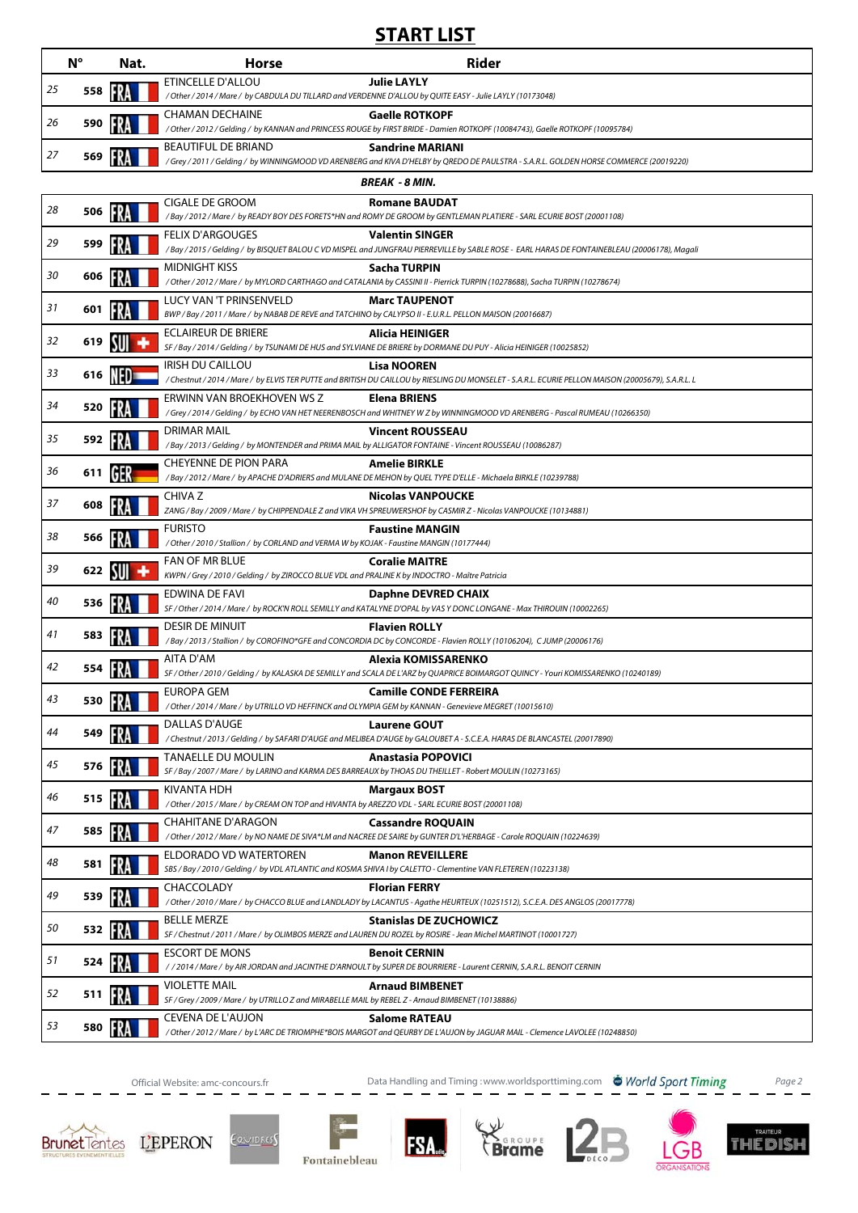## START LIST

| | N° | Nat. | Horse | Rider |
|---|---|---|---|---|
| 25 | 558 | FRA | ETINCELLE D'ALLOU<br>/ Other / 2014 / Mare / by CABDULA DU TILLARD and VERDENNE D'ALLOU by QUITE EASY - Julie LAYLY (10173048) | **Julie LAYLY** |
| 26 | 590 | FRA | CHAMAN DECHAINE<br>/ Other / 2012 / Gelding / by KANNAN and PRINCESS ROUGE by FIRST BRIDE - Damien ROTKOPF (10084743), Gaelle ROTKOPF (10095784) | **Gaelle ROTKOPF** |
| 27 | 569 | FRA | BEAUTIFUL DE BRIAND<br>/ Grey / 2011 / Gelding / by WINNINGMOOD VD ARENBERG and KIVA D'HELBY by QREDO DE PAULSTRA - S.A.R.L. GOLDEN HORSE COMMERCE (20019220) | **Sandrine MARIANI** |
| | | | ***BREAK - 8 MIN.*** | |
| 28 | 506 | FRA | CIGALE DE GROOM<br>/ Bay / 2012 / Mare / by READY BOY DES FORETS*HN and ROMY DE GROOM by GENTLEMAN PLATIERE - SARL ECURIE BOST (20001108) | **Romane BAUDAT** |
| 29 | 599 | FRA | FELIX D'ARGOUGES<br>/ Bay / 2015 / Gelding / by BISQUET BALOU C VD MISPEL and JUNGFRAU PIERREVILLE by SABLE ROSE - EARL HARAS DE FONTAINEBLEAU (20006178), Magali | **Valentin SINGER** |
| 30 | 606 | FRA | MIDNIGHT KISS<br>/ Other / 2012 / Mare / by MYLORD CARTHAGO and CATALANIA by CASSINI II - Pierrick TURPIN (10278688), Sacha TURPIN (10278674) | **Sacha TURPIN** |
| 31 | 601 | FRA | LUCY VAN 'T PRINSENVELD<br>BWP / Bay / 2011 / Mare / by NABAB DE REVE and TATCHINO by CALYPSO II - E.U.R.L. PELLON MAISON (20016687) | **Marc TAUPENOT** |
| 32 | 619 | SUI | ECLAIREUR DE BRIERE<br>SF / Bay / 2014 / Gelding / by TSUNAMI DE HUS and SYLVIANE DE BRIERE by DORMANE DU PUY - Alicia HEINIGER (10025852) | **Alicia HEINIGER** |
| 33 | 616 | NED | IRISH DU CAILLOU<br>/ Chestnut / 2014 / Mare / by ELVIS TER PUTTE and BRITISH DU CAILLOU by RIESLING DU MONSELET - S.A.R.L. ECURIE PELLON MAISON (20005679), S.A.R.L. L | **Lisa NOOREN** |
| 34 | 520 | FRA | ERWINN VAN BROEKHOVEN WS Z<br>/ Grey / 2014 / Gelding / by ECHO VAN HET NEERENBOSCH and WHITNEY W Z by WINNINGMOOD VD ARENBERG - Pascal RUMEAU (10266350) | **Elena BRIENS** |
| 35 | 592 | FRA | DRIMAR MAIL<br>/ Bay / 2013 / Gelding / by MONTENDER and PRIMA MAIL by ALLIGATOR FONTAINE - Vincent ROUSSEAU (10086287) | **Vincent ROUSSEAU** |
| 36 | 611 | GER | CHEYENNE DE PION PARA<br>/ Bay / 2012 / Mare / by APACHE D'ADRIERS and MULANE DE MEHON by QUEL TYPE D'ELLE - Michaela BIRKLE (10239788) | **Amelie BIRKLE** |
| 37 | 608 | FRA | CHIVA Z<br>ZANG / Bay / 2009 / Mare / by CHIPPENDALE Z and VIKA VH SPREUWERSHOF by CASMIR Z - Nicolas VANPOUCKE (10134881) | **Nicolas VANPOUCKE** |
| 38 | 566 | FRA | FURISTO<br>/ Other / 2010 / Stallion / by CORLAND and VERMA W by KOJAK - Faustine MANGIN (10177444) | **Faustine MANGIN** |
| 39 | 622 | SUI | FAN OF MR BLUE<br>KWPN / Grey / 2010 / Gelding / by ZIROCCO BLUE VDL and PRALINE K by INDOCTRO - Maître Patricia | **Coralie MAITRE** |
| 40 | 536 | FRA | EDWINA DE FAVI<br>SF / Other / 2014 / Mare / by ROCK'N ROLL SEMILLY and KATALYNE D'OPAL by VAS Y DONC LONGANE - Max THIROUIN (10002265) | **Daphne DEVRED CHAIX** |
| 41 | 583 | FRA | DESIR DE MINUIT<br>/ Bay / 2013 / Stallion / by COROFINO*GFE and CONCORDIA DC by CONCORDE - Flavien ROLLY (10106204), C JUMP (20006176) | **Flavien ROLLY** |
| 42 | 554 | FRA | AITA D'AM<br>SF / Other / 2010 / Gelding / by KALASKA DE SEMILLY and SCALA DE L'ARZ by QUAPRICE BOIMARGOT QUINCY - Youri KOMISSARENKO (10240189) | **Alexia KOMISSARENKO** |
| 43 | 530 | FRA | EUROPA GEM<br>/ Other / 2014 / Mare / by UTRILLO VD HEFFINCK and OLYMPIA GEM by KANNAN - Genevieve MEGRET (10015610) | **Camille CONDE FERREIRA** |
| 44 | 549 | FRA | DALLAS D'AUGE<br>/ Chestnut / 2013 / Gelding / by SAFARI D'AUGE and MELIBEA D'AUGE by GALOUBET A - S.C.E.A. HARAS DE BLANCASTEL (20017890) | **Laurene GOUT** |
| 45 | 576 | FRA | TANAELLE DU MOULIN<br>SF / Bay / 2007 / Mare / by LARINO and KARMA DES BARREAUX by THOAS DU THEILLET - Robert MOULIN (10273165) | **Anastasia POPOVICI** |
| 46 | 515 | FRA | KIVANTA HDH<br>/ Other / 2015 / Mare / by CREAM ON TOP and HIVANTA by AREZZO VDL - SARL ECURIE BOST (20001108) | **Margaux BOST** |
| 47 | 585 | FRA | CHAHITANE D'ARAGON<br>/ Other / 2012 / Mare / by NO NAME DE SIVA*LM and NACREE DE SAIRE by GUNTER D'L'HERBAGE - Carole ROQUAIN (10224639) | **Cassandre ROQUAIN** |
| 48 | 581 | FRA | ELDORADO VD WATERTOREN<br>SBS / Bay / 2010 / Gelding / by VDL ATLANTIC and KOSMA SHIVA I by CALETTO - Clementine VAN FLETEREN (10223138) | **Manon REVEILLERE** |
| 49 | 539 | FRA | CHACCOLADY<br>/ Other / 2010 / Mare / by CHACCO BLUE and LANDLADY by LACANTUS - Agathe HEURTEUX (10251512), S.C.E.A. DES ANGLOS (20017778) | **Florian FERRY** |
| 50 | 532 | FRA | BELLE MERZE<br>SF / Chestnut / 2011 / Mare / by OLIMBOS MERZE and LAUREN DU ROZEL by ROSIRE - Jean Michel MARTINOT (10001727) | **Stanislas DE ZUCHOWICZ** |
| 51 | 524 | FRA | ESCORT DE MONS<br>/ / 2014 / Mare / by AIR JORDAN and JACINTHE D'ARNOULT by SUPER DE BOURRIERE - Laurent CERNIN, S.A.R.L. BENOIT CERNIN | **Benoit CERNIN** |
| 52 | 511 | FRA | VIOLETTE MAIL<br>SF / Grey / 2009 / Mare / by UTRILLO Z and MIRABELLE MAIL by REBEL Z - Arnaud BIMBENET (10138886) | **Arnaud BIMBENET** |
| 53 | 580 | FRA | CEVENA DE L'AUJON<br>/ Other / 2012 / Mare / by L'ARC DE TRIOMPHE*BOIS MARGOT and QEURBY DE L'AUJON by JAGUAR MAIL - Clemence LAVOLEE (10248850) | **Salome RATEAU** |

Official Website: amc-concours.fr — Data Handling and Timing : www.worldsporttiming.com — World Sport Timing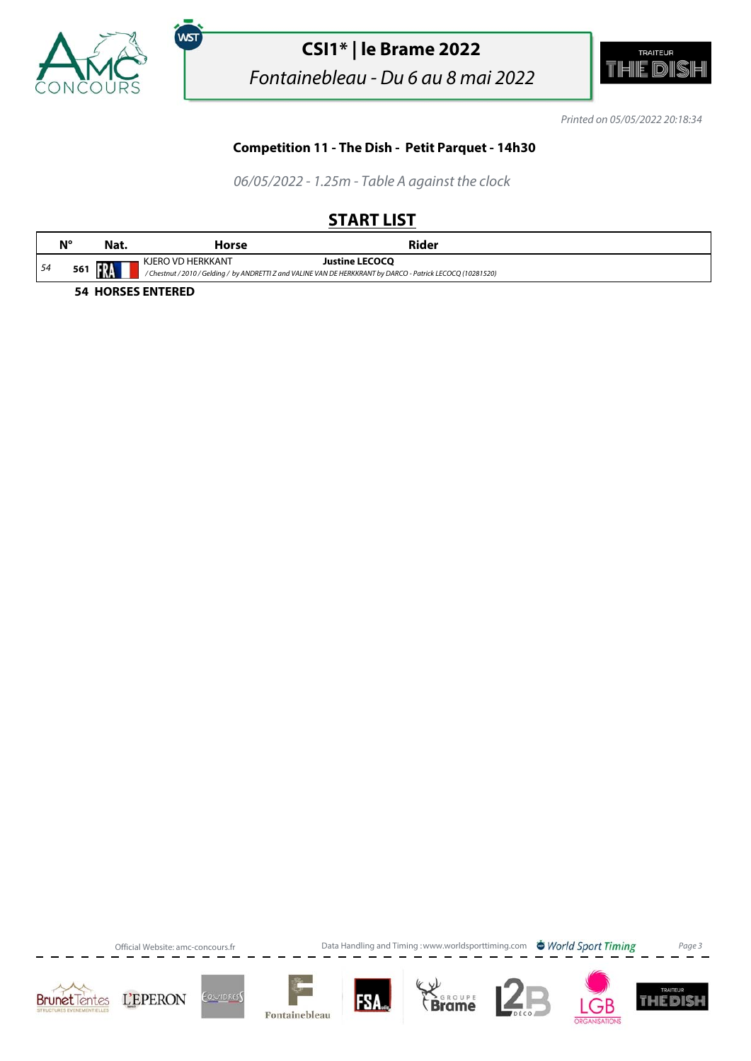# CSI1* | le Brame 2022

*Fontainebleau - Du 6 au 8 mai 2022*

*Printed on 05/05/2022 20:18:34*

**Competition 11 - The Dish - Petit Parquet - 14h30**

*06/05/2022 - 1.25m - Table A against the clock*

## START LIST

| | N° | Nat. | Horse | Rider |
|---|---|---|---|---|
| *54* | **561** | FRA | KJERO VD HERKKANT<br>*/ Chestnut / 2010 / Gelding / by ANDRETTI Z and VALINE VAN DE HERKKRANT by DARCO - Patrick LECOCQ (10281520)* | **Justine LECOCQ** |

**54 HORSES ENTERED**

Official Website: amc-concours.fr

Data Handling and Timing : www.worldsporttiming.com World Sport Timing